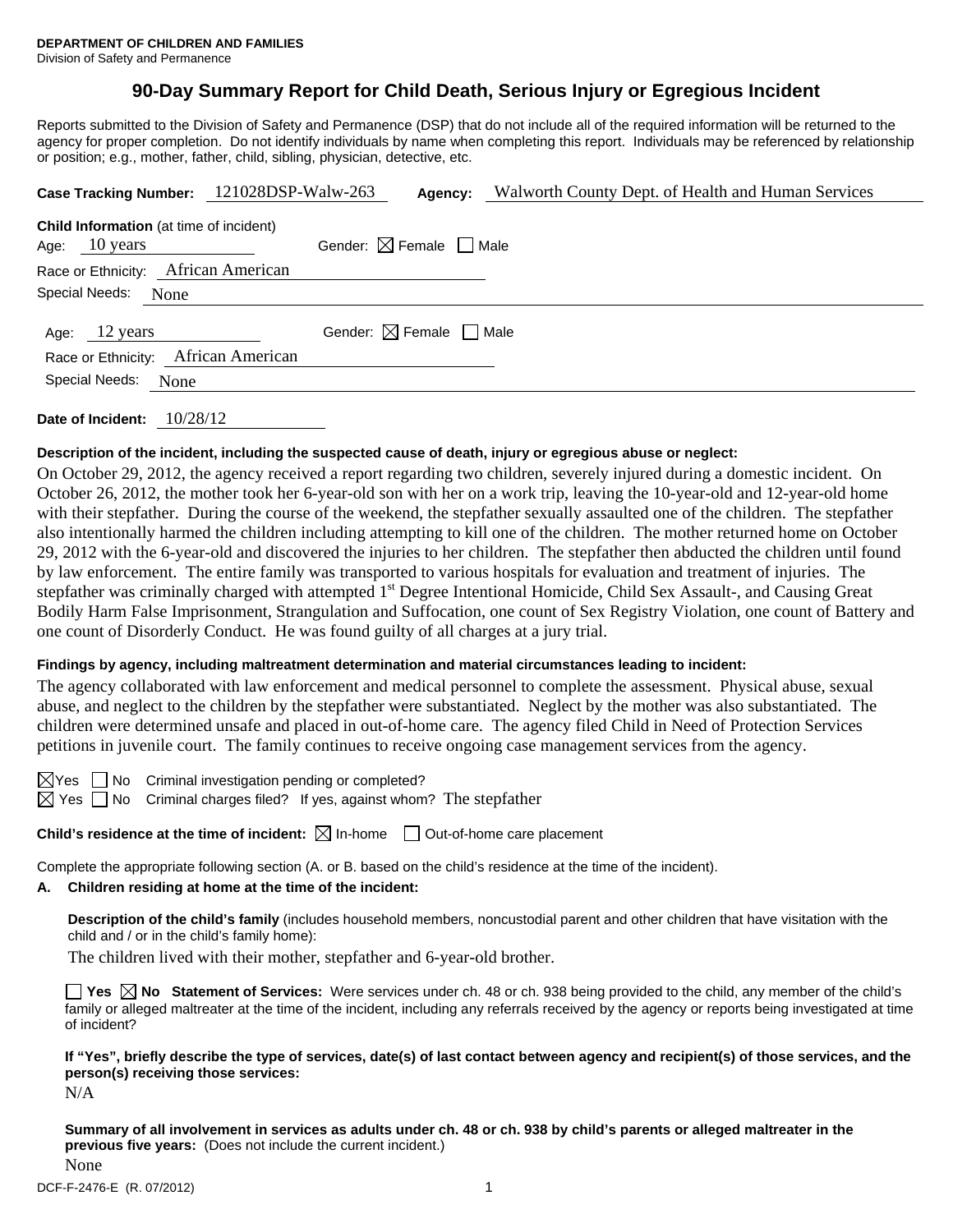**DEPARTMENT OF CHILDREN AND FAMILIES**
Division of Safety and Permanence

# 90-Day Summary Report for Child Death, Serious Injury or Egregious Incident

Reports submitted to the Division of Safety and Permanence (DSP) that do not include all of the required information will be returned to the agency for proper completion. Do not identify individuals by name when completing this report. Individuals may be referenced by relationship or position; e.g., mother, father, child, sibling, physician, detective, etc.

**Case Tracking Number:** 121028DSP-Walw-263 **Agency:** Walworth County Dept. of Health and Human Services

**Child Information** (at time of incident)

Age: 10 years Gender: ☒ Female ☐ Male
Race or Ethnicity: African American
Special Needs: None

Age: 12 years Gender: ☒ Female ☐ Male
Race or Ethnicity: African American
Special Needs: None

**Date of Incident:** 10/28/12

**Description of the incident, including the suspected cause of death, injury or egregious abuse or neglect:**

On October 29, 2012, the agency received a report regarding two children, severely injured during a domestic incident. On October 26, 2012, the mother took her 6-year-old son with her on a work trip, leaving the 10-year-old and 12-year-old home with their stepfather. During the course of the weekend, the stepfather sexually assaulted one of the children. The stepfather also intentionally harmed the children including attempting to kill one of the children. The mother returned home on October 29, 2012 with the 6-year-old and discovered the injuries to her children. The stepfather then abducted the children until found by law enforcement. The entire family was transported to various hospitals for evaluation and treatment of injuries. The stepfather was criminally charged with attempted 1st Degree Intentional Homicide, Child Sex Assault-, and Causing Great Bodily Harm False Imprisonment, Strangulation and Suffocation, one count of Sex Registry Violation, one count of Battery and one count of Disorderly Conduct. He was found guilty of all charges at a jury trial.

**Findings by agency, including maltreatment determination and material circumstances leading to incident:**

The agency collaborated with law enforcement and medical personnel to complete the assessment. Physical abuse, sexual abuse, and neglect to the children by the stepfather were substantiated. Neglect by the mother was also substantiated. The children were determined unsafe and placed in out-of-home care. The agency filed Child in Need of Protection Services petitions in juvenile court. The family continues to receive ongoing case management services from the agency.

☒Yes ☐ No Criminal investigation pending or completed?
☒ Yes ☐ No Criminal charges filed? If yes, against whom? The stepfather

**Child's residence at the time of incident:** ☒ In-home ☐ Out-of-home care placement

Complete the appropriate following section (A. or B. based on the child's residence at the time of the incident).

**A. Children residing at home at the time of the incident:**

**Description of the child's family** (includes household members, noncustodial parent and other children that have visitation with the child and / or in the child's family home):

The children lived with their mother, stepfather and 6-year-old brother.

☐ **Yes** ☒ **No Statement of Services:** Were services under ch. 48 or ch. 938 being provided to the child, any member of the child's family or alleged maltreater at the time of the incident, including any referrals received by the agency or reports being investigated at time of incident?

**If "Yes", briefly describe the type of services, date(s) of last contact between agency and recipient(s) of those services, and the person(s) receiving those services:**

N/A

**Summary of all involvement in services as adults under ch. 48 or ch. 938 by child's parents or alleged maltreater in the previous five years:** (Does not include the current incident.)

None

DCF-F-2476-E (R. 07/2012)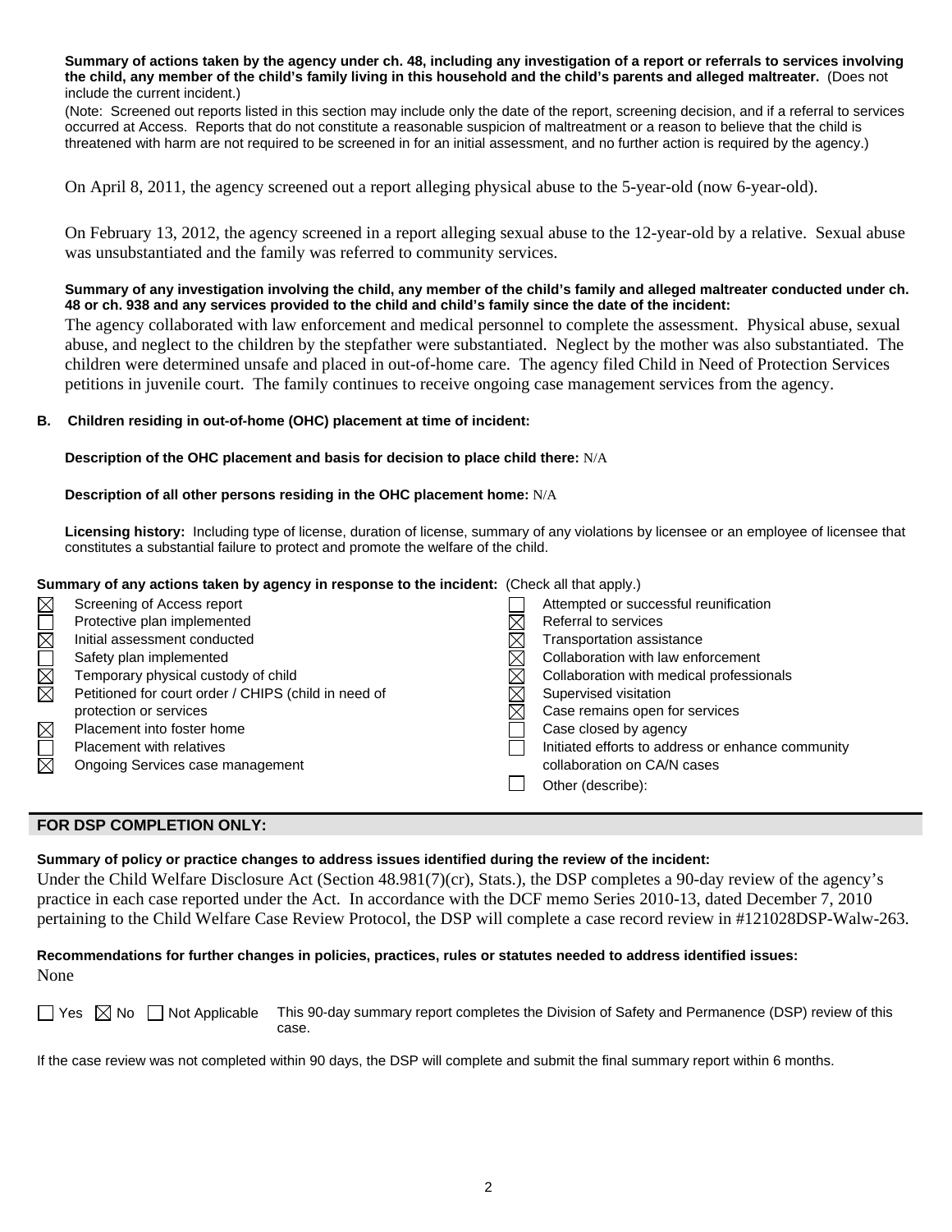**Summary of actions taken by the agency under ch. 48, including any investigation of a report or referrals to services involving the child, any member of the child's family living in this household and the child's parents and alleged maltreater.** (Does not include the current incident.)

(Note: Screened out reports listed in this section may include only the date of the report, screening decision, and if a referral to services occurred at Access. Reports that do not constitute a reasonable suspicion of maltreatment or a reason to believe that the child is threatened with harm are not required to be screened in for an initial assessment, and no further action is required by the agency.)

On April 8, 2011, the agency screened out a report alleging physical abuse to the 5-year-old (now 6-year-old).

On February 13, 2012, the agency screened in a report alleging sexual abuse to the 12-year-old by a relative. Sexual abuse was unsubstantiated and the family was referred to community services.

**Summary of any investigation involving the child, any member of the child's family and alleged maltreater conducted under ch. 48 or ch. 938 and any services provided to the child and child's family since the date of the incident:**

The agency collaborated with law enforcement and medical personnel to complete the assessment. Physical abuse, sexual abuse, and neglect to the children by the stepfather were substantiated. Neglect by the mother was also substantiated. The children were determined unsafe and placed in out-of-home care. The agency filed Child in Need of Protection Services petitions in juvenile court. The family continues to receive ongoing case management services from the agency.

**B. Children residing in out-of-home (OHC) placement at time of incident:**

**Description of the OHC placement and basis for decision to place child there:** N/A

**Description of all other persons residing in the OHC placement home:** N/A

**Licensing history:** Including type of license, duration of license, summary of any violations by licensee or an employee of licensee that constitutes a substantial failure to protect and promote the welfare of the child.

**Summary of any actions taken by agency in response to the incident:** (Check all that apply.)

- ☒ Screening of Access report
- ☐ Protective plan implemented
- ☒ Initial assessment conducted
- ☐ Safety plan implemented
- ☒ Temporary physical custody of child
- ☒ Petitioned for court order / CHIPS (child in need of protection or services
- ☒ Placement into foster home
- ☐ Placement with relatives
- ☒ Ongoing Services case management
- ☐ Attempted or successful reunification
- ☒ Referral to services
- ☒ Transportation assistance
- ☒ Collaboration with law enforcement
- ☒ Collaboration with medical professionals
- ☒ Supervised visitation
- ☒ Case remains open for services
- ☐ Case closed by agency
- ☐ Initiated efforts to address or enhance community collaboration on CA/N cases
- ☐ Other (describe):

## FOR DSP COMPLETION ONLY:

**Summary of policy or practice changes to address issues identified during the review of the incident:**

Under the Child Welfare Disclosure Act (Section 48.981(7)(cr), Stats.), the DSP completes a 90-day review of the agency's practice in each case reported under the Act. In accordance with the DCF memo Series 2010-13, dated December 7, 2010 pertaining to the Child Welfare Case Review Protocol, the DSP will complete a case record review in #121028DSP-Walw-263.

**Recommendations for further changes in policies, practices, rules or statutes needed to address identified issues:**

None

☐ Yes ☒ No ☐ Not Applicable This 90-day summary report completes the Division of Safety and Permanence (DSP) review of this case.

If the case review was not completed within 90 days, the DSP will complete and submit the final summary report within 6 months.